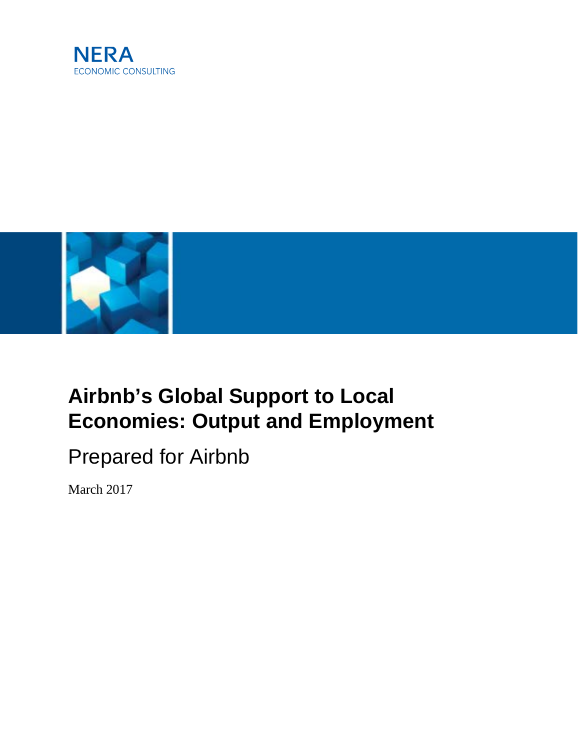NERA
ECONOMIC CONSULTING

# Airbnb's Global Support to Local Economies: Output and Employment

Prepared for Airbnb

March 2017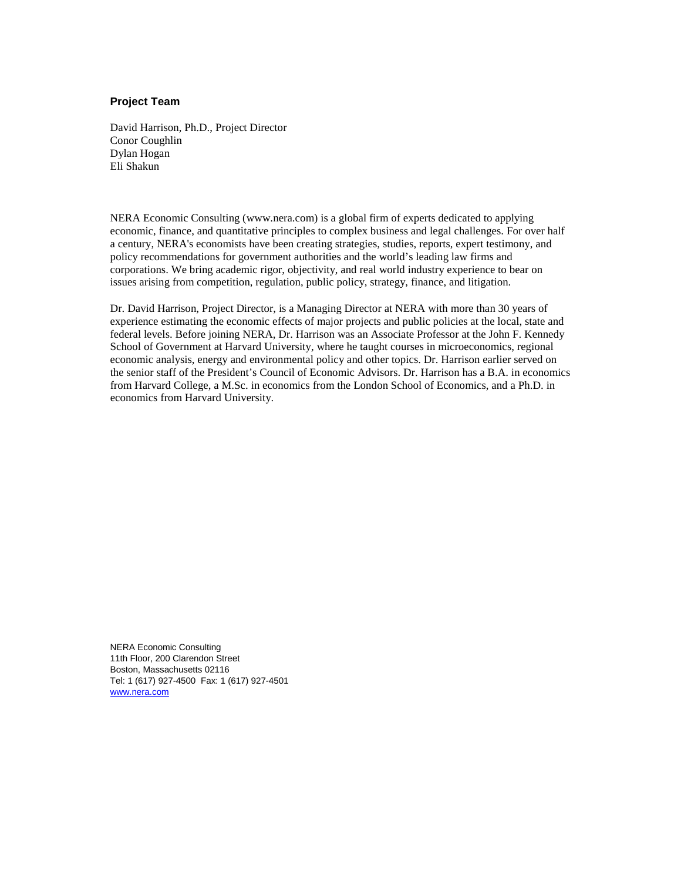### Project Team

David Harrison, Ph.D., Project Director
Conor Coughlin
Dylan Hogan
Eli Shakun

NERA Economic Consulting (www.nera.com) is a global firm of experts dedicated to applying economic, finance, and quantitative principles to complex business and legal challenges. For over half a century, NERA's economists have been creating strategies, studies, reports, expert testimony, and policy recommendations for government authorities and the world's leading law firms and corporations. We bring academic rigor, objectivity, and real world industry experience to bear on issues arising from competition, regulation, public policy, strategy, finance, and litigation.

Dr. David Harrison, Project Director, is a Managing Director at NERA with more than 30 years of experience estimating the economic effects of major projects and public policies at the local, state and federal levels. Before joining NERA, Dr. Harrison was an Associate Professor at the John F. Kennedy School of Government at Harvard University, where he taught courses in microeconomics, regional economic analysis, energy and environmental policy and other topics. Dr. Harrison earlier served on the senior staff of the President's Council of Economic Advisors. Dr. Harrison has a B.A. in economics from Harvard College, a M.Sc. in economics from the London School of Economics, and a Ph.D. in economics from Harvard University.

NERA Economic Consulting
11th Floor, 200 Clarendon Street
Boston, Massachusetts 02116
Tel: 1 (617) 927-4500 Fax: 1 (617) 927-4501
www.nera.com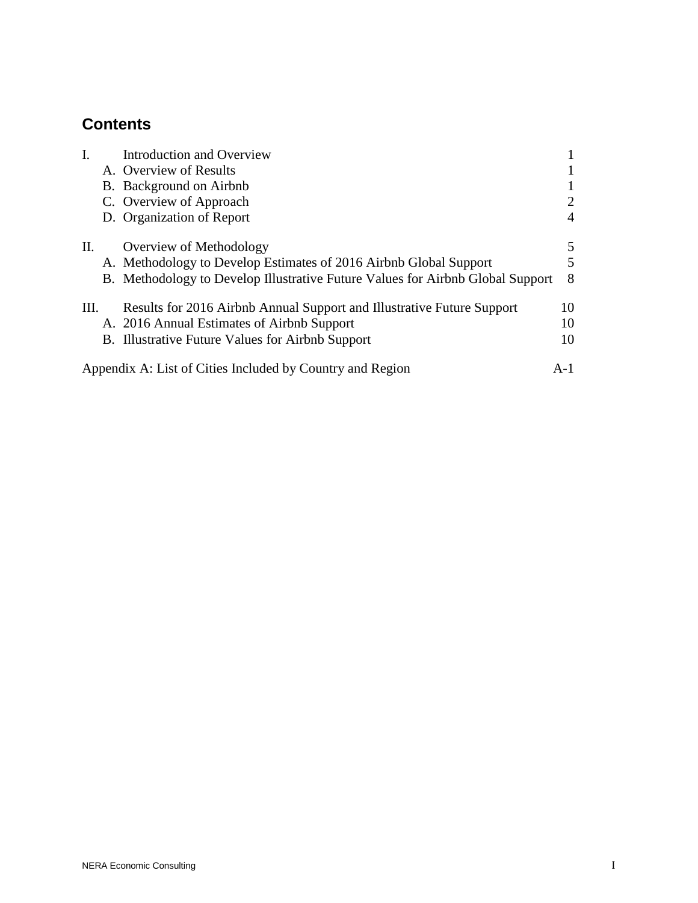## Contents

| | | |
|---|---|---|
| I. | Introduction and Overview | 1 |
| | A. Overview of Results | 1 |
| | B. Background on Airbnb | 1 |
| | C. Overview of Approach | 2 |
| | D. Organization of Report | 4 |
| II. | Overview of Methodology | 5 |
| | A. Methodology to Develop Estimates of 2016 Airbnb Global Support | 5 |
| | B. Methodology to Develop Illustrative Future Values for Airbnb Global Support | 8 |
| III. | Results for 2016 Airbnb Annual Support and Illustrative Future Support | 10 |
| | A. 2016 Annual Estimates of Airbnb Support | 10 |
| | B. Illustrative Future Values for Airbnb Support | 10 |
| Appendix A: List of Cities Included by Country and Region | | A-1 |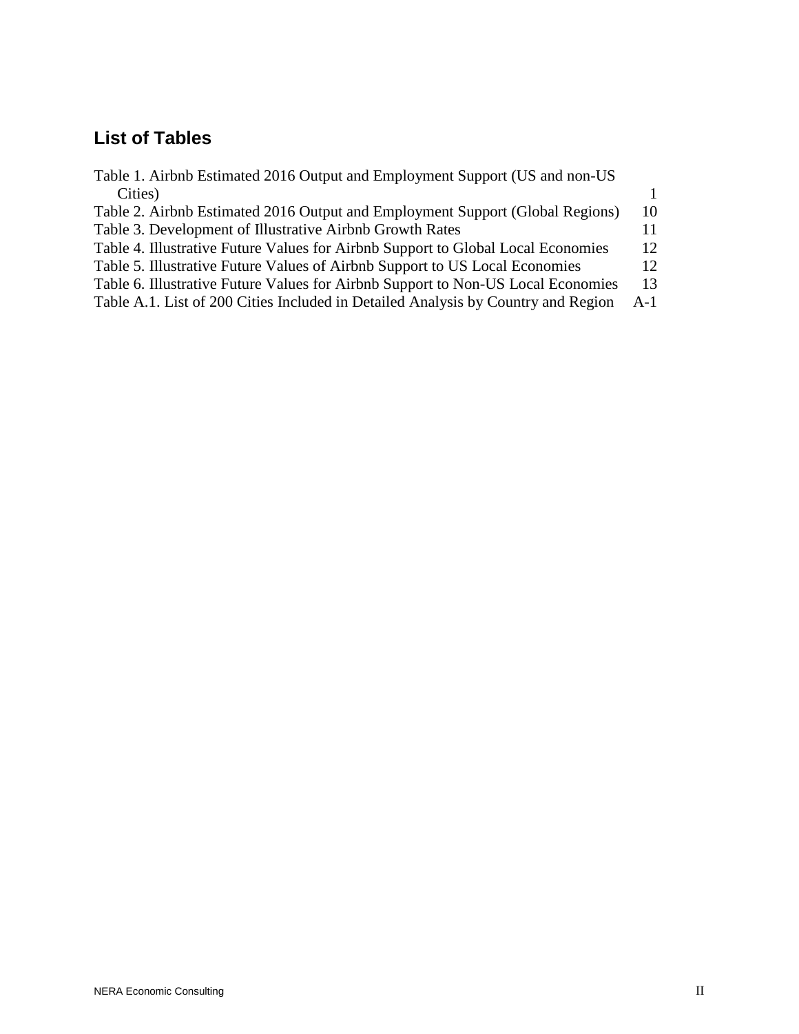## List of Tables

Table 1. Airbnb Estimated 2016 Output and Employment Support (US and non-US Cities) 1
Table 2. Airbnb Estimated 2016 Output and Employment Support (Global Regions) 10
Table 3. Development of Illustrative Airbnb Growth Rates 11
Table 4. Illustrative Future Values for Airbnb Support to Global Local Economies 12
Table 5. Illustrative Future Values of Airbnb Support to US Local Economies 12
Table 6. Illustrative Future Values for Airbnb Support to Non-US Local Economies 13
Table A.1. List of 200 Cities Included in Detailed Analysis by Country and Region A-1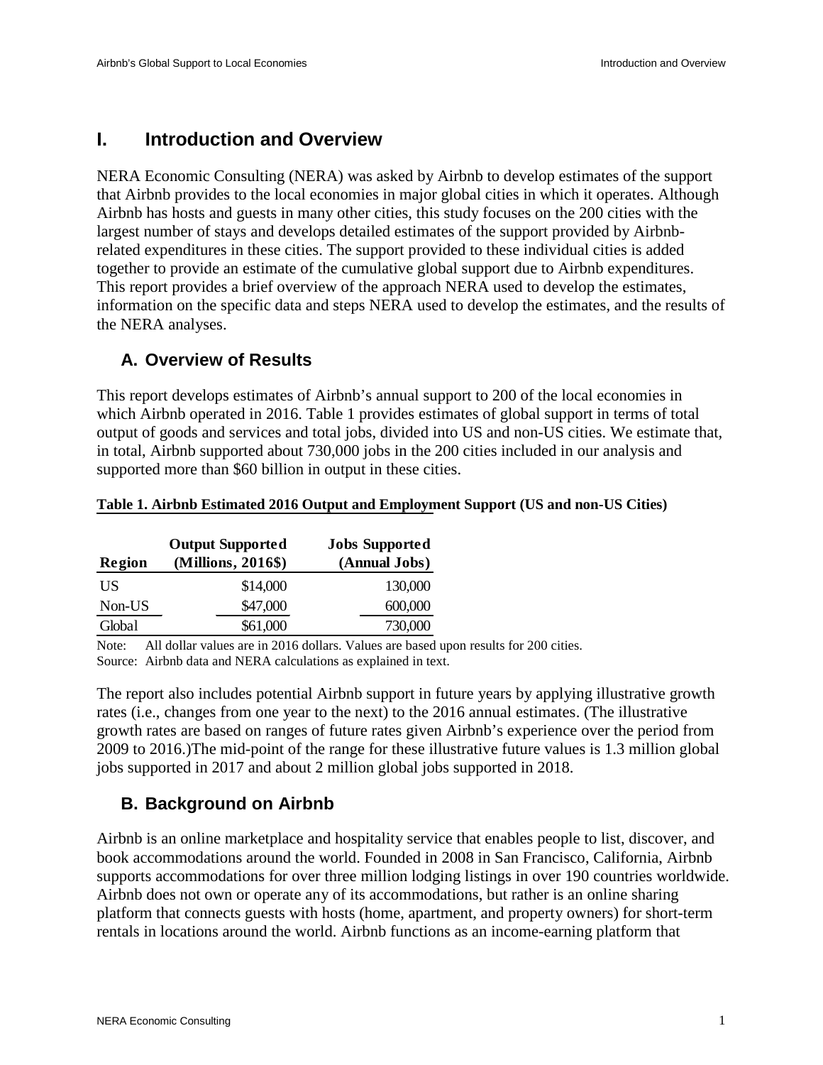# I. Introduction and Overview

NERA Economic Consulting (NERA) was asked by Airbnb to develop estimates of the support that Airbnb provides to the local economies in major global cities in which it operates. Although Airbnb has hosts and guests in many other cities, this study focuses on the 200 cities with the largest number of stays and develops detailed estimates of the support provided by Airbnb-related expenditures in these cities. The support provided to these individual cities is added together to provide an estimate of the cumulative global support due to Airbnb expenditures. This report provides a brief overview of the approach NERA used to develop the estimates, information on the specific data and steps NERA used to develop the estimates, and the results of the NERA analyses.

## A. Overview of Results

This report develops estimates of Airbnb's annual support to 200 of the local economies in which Airbnb operated in 2016. Table 1 provides estimates of global support in terms of total output of goods and services and total jobs, divided into US and non-US cities. We estimate that, in total, Airbnb supported about 730,000 jobs in the 200 cities included in our analysis and supported more than $60 billion in output in these cities.

**Table 1. Airbnb Estimated 2016 Output and Employment Support (US and non-US Cities)**

| Region | Output Supported (Millions, 2016$) | Jobs Supported (Annual Jobs) |
|---|---|---|
| US | $14,000 | 130,000 |
| Non-US | $47,000 | 600,000 |
| Global | $61,000 | 730,000 |

Note: All dollar values are in 2016 dollars. Values are based upon results for 200 cities.
Source: Airbnb data and NERA calculations as explained in text.

The report also includes potential Airbnb support in future years by applying illustrative growth rates (i.e., changes from one year to the next) to the 2016 annual estimates. (The illustrative growth rates are based on ranges of future rates given Airbnb's experience over the period from 2009 to 2016.)The mid-point of the range for these illustrative future values is 1.3 million global jobs supported in 2017 and about 2 million global jobs supported in 2018.

## B. Background on Airbnb

Airbnb is an online marketplace and hospitality service that enables people to list, discover, and book accommodations around the world. Founded in 2008 in San Francisco, California, Airbnb supports accommodations for over three million lodging listings in over 190 countries worldwide. Airbnb does not own or operate any of its accommodations, but rather is an online sharing platform that connects guests with hosts (home, apartment, and property owners) for short-term rentals in locations around the world. Airbnb functions as an income-earning platform that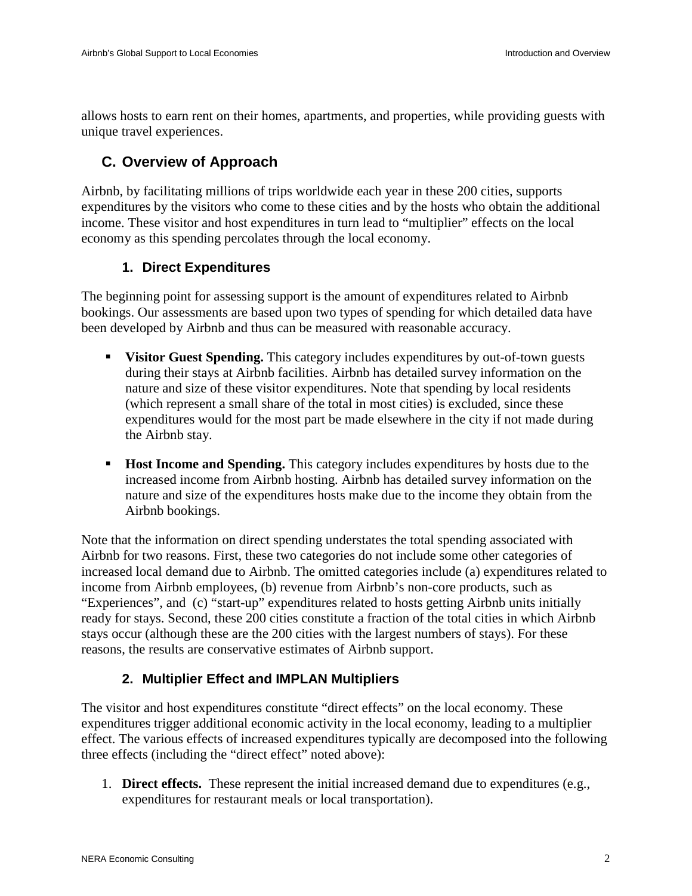allows hosts to earn rent on their homes, apartments, and properties, while providing guests with unique travel experiences.

## C. Overview of Approach

Airbnb, by facilitating millions of trips worldwide each year in these 200 cities, supports expenditures by the visitors who come to these cities and by the hosts who obtain the additional income. These visitor and host expenditures in turn lead to "multiplier" effects on the local economy as this spending percolates through the local economy.

### 1. Direct Expenditures

The beginning point for assessing support is the amount of expenditures related to Airbnb bookings. Our assessments are based upon two types of spending for which detailed data have been developed by Airbnb and thus can be measured with reasonable accuracy.

- **Visitor Guest Spending.** This category includes expenditures by out-of-town guests during their stays at Airbnb facilities. Airbnb has detailed survey information on the nature and size of these visitor expenditures. Note that spending by local residents (which represent a small share of the total in most cities) is excluded, since these expenditures would for the most part be made elsewhere in the city if not made during the Airbnb stay.
- **Host Income and Spending.** This category includes expenditures by hosts due to the increased income from Airbnb hosting. Airbnb has detailed survey information on the nature and size of the expenditures hosts make due to the income they obtain from the Airbnb bookings.

Note that the information on direct spending understates the total spending associated with Airbnb for two reasons. First, these two categories do not include some other categories of increased local demand due to Airbnb. The omitted categories include (a) expenditures related to income from Airbnb employees, (b) revenue from Airbnb's non-core products, such as "Experiences", and (c) "start-up" expenditures related to hosts getting Airbnb units initially ready for stays. Second, these 200 cities constitute a fraction of the total cities in which Airbnb stays occur (although these are the 200 cities with the largest numbers of stays). For these reasons, the results are conservative estimates of Airbnb support.

### 2. Multiplier Effect and IMPLAN Multipliers

The visitor and host expenditures constitute "direct effects" on the local economy. These expenditures trigger additional economic activity in the local economy, leading to a multiplier effect. The various effects of increased expenditures typically are decomposed into the following three effects (including the "direct effect" noted above):

1. **Direct effects.** These represent the initial increased demand due to expenditures (e.g., expenditures for restaurant meals or local transportation).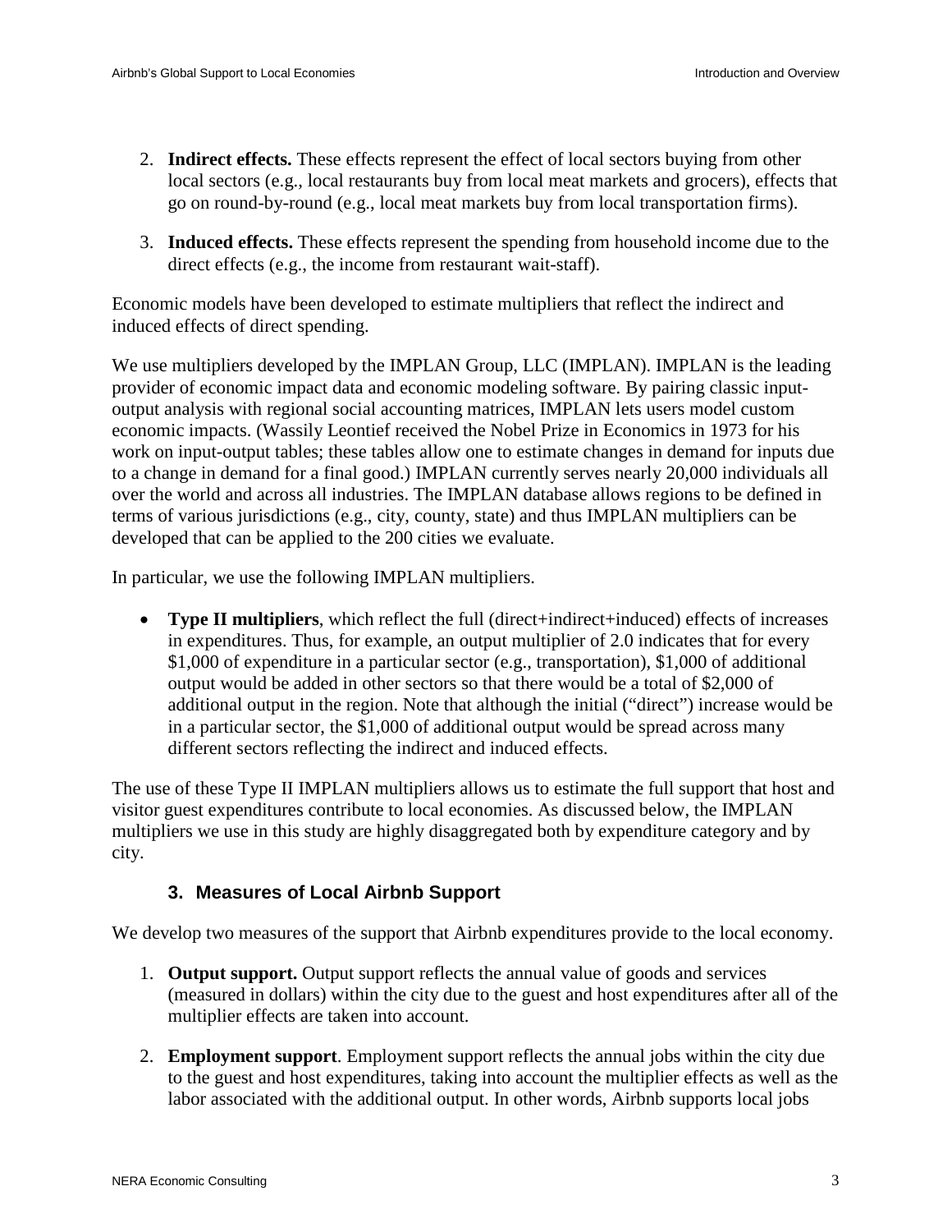2. **Indirect effects.** These effects represent the effect of local sectors buying from other local sectors (e.g., local restaurants buy from local meat markets and grocers), effects that go on round-by-round (e.g., local meat markets buy from local transportation firms).

3. **Induced effects.** These effects represent the spending from household income due to the direct effects (e.g., the income from restaurant wait-staff).

Economic models have been developed to estimate multipliers that reflect the indirect and induced effects of direct spending.

We use multipliers developed by the IMPLAN Group, LLC (IMPLAN). IMPLAN is the leading provider of economic impact data and economic modeling software. By pairing classic input-output analysis with regional social accounting matrices, IMPLAN lets users model custom economic impacts. (Wassily Leontief received the Nobel Prize in Economics in 1973 for his work on input-output tables; these tables allow one to estimate changes in demand for inputs due to a change in demand for a final good.) IMPLAN currently serves nearly 20,000 individuals all over the world and across all industries. The IMPLAN database allows regions to be defined in terms of various jurisdictions (e.g., city, county, state) and thus IMPLAN multipliers can be developed that can be applied to the 200 cities we evaluate.

In particular, we use the following IMPLAN multipliers.

- **Type II multipliers**, which reflect the full (direct+indirect+induced) effects of increases in expenditures. Thus, for example, an output multiplier of 2.0 indicates that for every $1,000 of expenditure in a particular sector (e.g., transportation), $1,000 of additional output would be added in other sectors so that there would be a total of $2,000 of additional output in the region. Note that although the initial ("direct") increase would be in a particular sector, the $1,000 of additional output would be spread across many different sectors reflecting the indirect and induced effects.

The use of these Type II IMPLAN multipliers allows us to estimate the full support that host and visitor guest expenditures contribute to local economies. As discussed below, the IMPLAN multipliers we use in this study are highly disaggregated both by expenditure category and by city.

### 3. Measures of Local Airbnb Support

We develop two measures of the support that Airbnb expenditures provide to the local economy.

1. **Output support.** Output support reflects the annual value of goods and services (measured in dollars) within the city due to the guest and host expenditures after all of the multiplier effects are taken into account.

2. **Employment support**. Employment support reflects the annual jobs within the city due to the guest and host expenditures, taking into account the multiplier effects as well as the labor associated with the additional output. In other words, Airbnb supports local jobs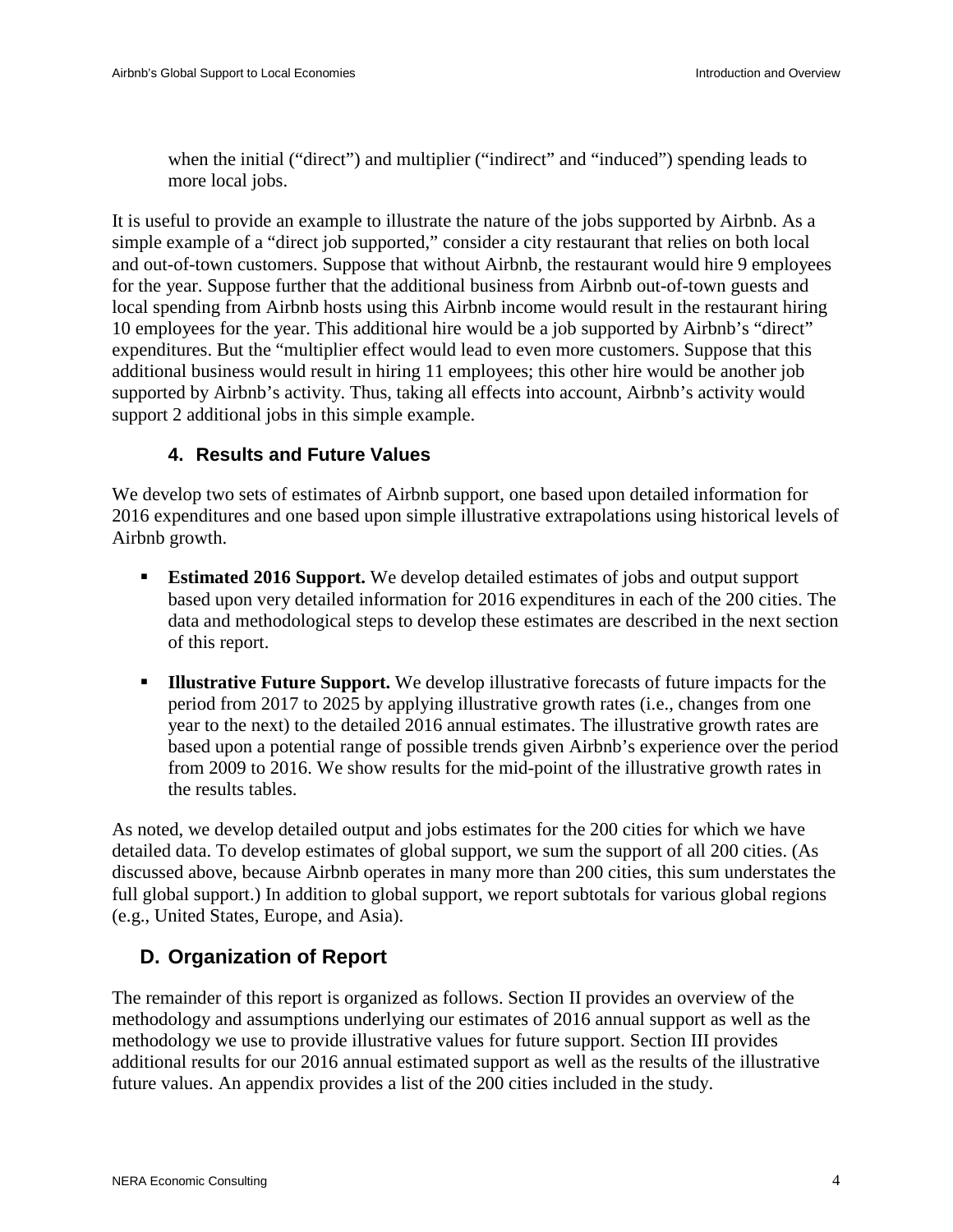when the initial (“direct”) and multiplier (“indirect” and “induced”) spending leads to more local jobs.

It is useful to provide an example to illustrate the nature of the jobs supported by Airbnb. As a simple example of a “direct job supported,” consider a city restaurant that relies on both local and out-of-town customers. Suppose that without Airbnb, the restaurant would hire 9 employees for the year. Suppose further that the additional business from Airbnb out-of-town guests and local spending from Airbnb hosts using this Airbnb income would result in the restaurant hiring 10 employees for the year. This additional hire would be a job supported by Airbnb’s “direct” expenditures. But the “multiplier effect would lead to even more customers. Suppose that this additional business would result in hiring 11 employees; this other hire would be another job supported by Airbnb’s activity. Thus, taking all effects into account, Airbnb’s activity would support 2 additional jobs in this simple example.

### 4. Results and Future Values

We develop two sets of estimates of Airbnb support, one based upon detailed information for 2016 expenditures and one based upon simple illustrative extrapolations using historical levels of Airbnb growth.

- **Estimated 2016 Support.** We develop detailed estimates of jobs and output support based upon very detailed information for 2016 expenditures in each of the 200 cities. The data and methodological steps to develop these estimates are described in the next section of this report.
- **Illustrative Future Support.** We develop illustrative forecasts of future impacts for the period from 2017 to 2025 by applying illustrative growth rates (i.e., changes from one year to the next) to the detailed 2016 annual estimates. The illustrative growth rates are based upon a potential range of possible trends given Airbnb’s experience over the period from 2009 to 2016. We show results for the mid-point of the illustrative growth rates in the results tables.

As noted, we develop detailed output and jobs estimates for the 200 cities for which we have detailed data. To develop estimates of global support, we sum the support of all 200 cities. (As discussed above, because Airbnb operates in many more than 200 cities, this sum understates the full global support.) In addition to global support, we report subtotals for various global regions (e.g., United States, Europe, and Asia).

## D. Organization of Report

The remainder of this report is organized as follows. Section II provides an overview of the methodology and assumptions underlying our estimates of 2016 annual support as well as the methodology we use to provide illustrative values for future support. Section III provides additional results for our 2016 annual estimated support as well as the results of the illustrative future values. An appendix provides a list of the 200 cities included in the study.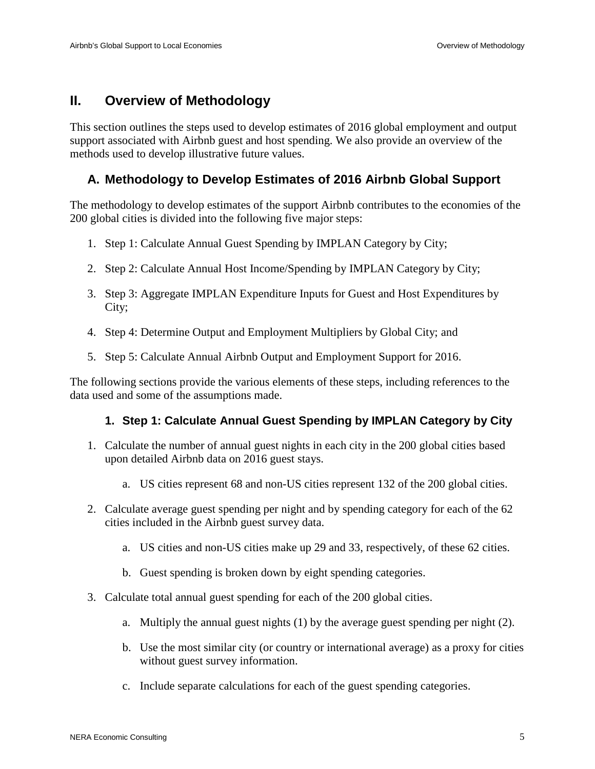## II. Overview of Methodology

This section outlines the steps used to develop estimates of 2016 global employment and output support associated with Airbnb guest and host spending. We also provide an overview of the methods used to develop illustrative future values.

### A. Methodology to Develop Estimates of 2016 Airbnb Global Support

The methodology to develop estimates of the support Airbnb contributes to the economies of the 200 global cities is divided into the following five major steps:

1. Step 1: Calculate Annual Guest Spending by IMPLAN Category by City;
2. Step 2: Calculate Annual Host Income/Spending by IMPLAN Category by City;
3. Step 3: Aggregate IMPLAN Expenditure Inputs for Guest and Host Expenditures by City;
4. Step 4: Determine Output and Employment Multipliers by Global City; and
5. Step 5: Calculate Annual Airbnb Output and Employment Support for 2016.

The following sections provide the various elements of these steps, including references to the data used and some of the assumptions made.

#### 1. Step 1: Calculate Annual Guest Spending by IMPLAN Category by City

1. Calculate the number of annual guest nights in each city in the 200 global cities based upon detailed Airbnb data on 2016 guest stays.
    a. US cities represent 68 and non-US cities represent 132 of the 200 global cities.
2. Calculate average guest spending per night and by spending category for each of the 62 cities included in the Airbnb guest survey data.
    a. US cities and non-US cities make up 29 and 33, respectively, of these 62 cities.
    b. Guest spending is broken down by eight spending categories.
3. Calculate total annual guest spending for each of the 200 global cities.
    a. Multiply the annual guest nights (1) by the average guest spending per night (2).
    b. Use the most similar city (or country or international average) as a proxy for cities without guest survey information.
    c. Include separate calculations for each of the guest spending categories.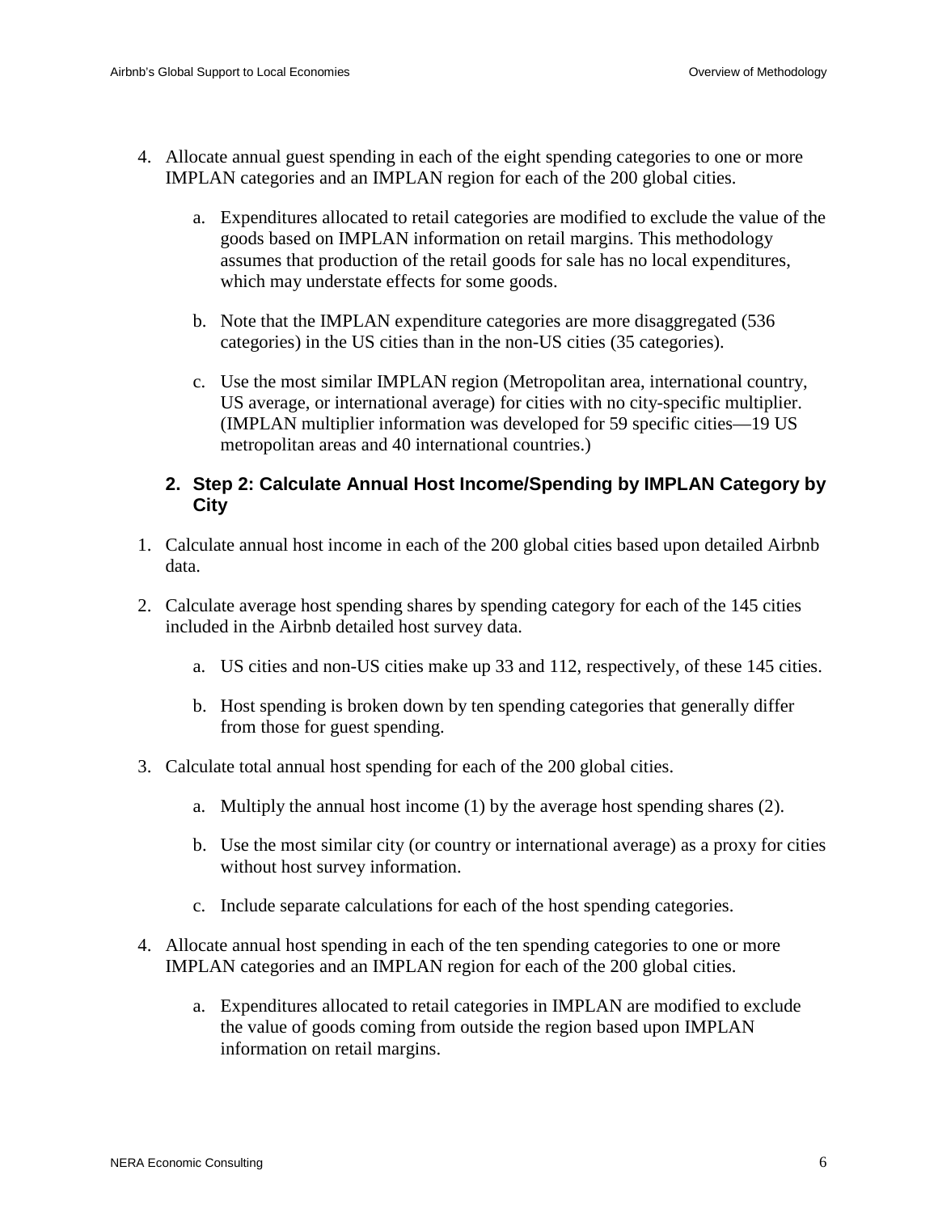4. Allocate annual guest spending in each of the eight spending categories to one or more IMPLAN categories and an IMPLAN region for each of the 200 global cities.

    a. Expenditures allocated to retail categories are modified to exclude the value of the goods based on IMPLAN information on retail margins. This methodology assumes that production of the retail goods for sale has no local expenditures, which may understate effects for some goods.

    b. Note that the IMPLAN expenditure categories are more disaggregated (536 categories) in the US cities than in the non-US cities (35 categories).

    c. Use the most similar IMPLAN region (Metropolitan area, international country, US average, or international average) for cities with no city-specific multiplier. (IMPLAN multiplier information was developed for 59 specific cities—19 US metropolitan areas and 40 international countries.)

### 2. Step 2: Calculate Annual Host Income/Spending by IMPLAN Category by City

1. Calculate annual host income in each of the 200 global cities based upon detailed Airbnb data.

2. Calculate average host spending shares by spending category for each of the 145 cities included in the Airbnb detailed host survey data.

    a. US cities and non-US cities make up 33 and 112, respectively, of these 145 cities.

    b. Host spending is broken down by ten spending categories that generally differ from those for guest spending.

3. Calculate total annual host spending for each of the 200 global cities.

    a. Multiply the annual host income (1) by the average host spending shares (2).

    b. Use the most similar city (or country or international average) as a proxy for cities without host survey information.

    c. Include separate calculations for each of the host spending categories.

4. Allocate annual host spending in each of the ten spending categories to one or more IMPLAN categories and an IMPLAN region for each of the 200 global cities.

    a. Expenditures allocated to retail categories in IMPLAN are modified to exclude the value of goods coming from outside the region based upon IMPLAN information on retail margins.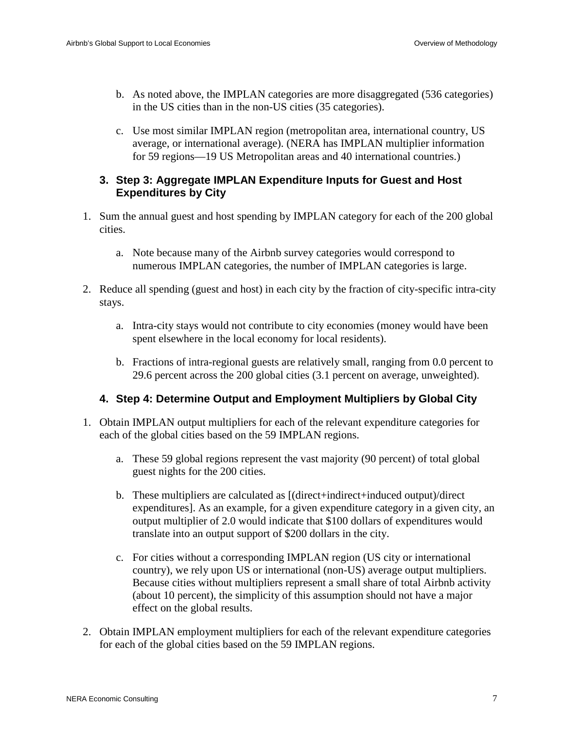b. As noted above, the IMPLAN categories are more disaggregated (536 categories) in the US cities than in the non-US cities (35 categories).

   c. Use most similar IMPLAN region (metropolitan area, international country, US average, or international average). (NERA has IMPLAN multiplier information for 59 regions—19 US Metropolitan areas and 40 international countries.)

### 3. Step 3: Aggregate IMPLAN Expenditure Inputs for Guest and Host Expenditures by City

1. Sum the annual guest and host spending by IMPLAN category for each of the 200 global cities.

   a. Note because many of the Airbnb survey categories would correspond to numerous IMPLAN categories, the number of IMPLAN categories is large.

2. Reduce all spending (guest and host) in each city by the fraction of city-specific intra-city stays.

   a. Intra-city stays would not contribute to city economies (money would have been spent elsewhere in the local economy for local residents).

   b. Fractions of intra-regional guests are relatively small, ranging from 0.0 percent to 29.6 percent across the 200 global cities (3.1 percent on average, unweighted).

### 4. Step 4: Determine Output and Employment Multipliers by Global City

1. Obtain IMPLAN output multipliers for each of the relevant expenditure categories for each of the global cities based on the 59 IMPLAN regions.

   a. These 59 global regions represent the vast majority (90 percent) of total global guest nights for the 200 cities.

   b. These multipliers are calculated as [(direct+indirect+induced output)/direct expenditures]. As an example, for a given expenditure category in a given city, an output multiplier of 2.0 would indicate that $100 dollars of expenditures would translate into an output support of $200 dollars in the city.

   c. For cities without a corresponding IMPLAN region (US city or international country), we rely upon US or international (non-US) average output multipliers. Because cities without multipliers represent a small share of total Airbnb activity (about 10 percent), the simplicity of this assumption should not have a major effect on the global results.

2. Obtain IMPLAN employment multipliers for each of the relevant expenditure categories for each of the global cities based on the 59 IMPLAN regions.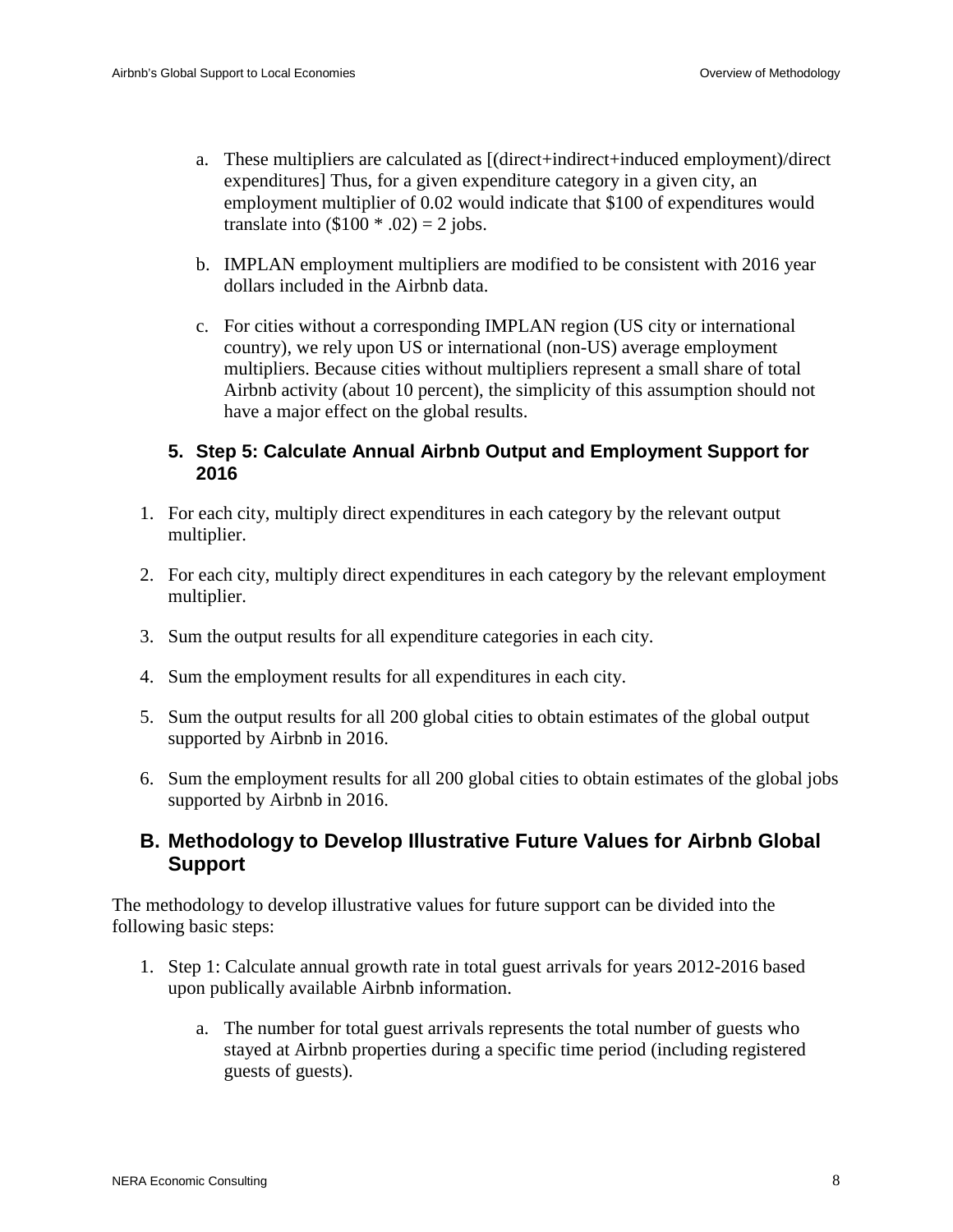a. These multipliers are calculated as [(direct+indirect+induced employment)/direct expenditures] Thus, for a given expenditure category in a given city, an employment multiplier of 0.02 would indicate that $100 of expenditures would translate into ($100 * .02) = 2 jobs.

b. IMPLAN employment multipliers are modified to be consistent with 2016 year dollars included in the Airbnb data.

c. For cities without a corresponding IMPLAN region (US city or international country), we rely upon US or international (non-US) average employment multipliers. Because cities without multipliers represent a small share of total Airbnb activity (about 10 percent), the simplicity of this assumption should not have a major effect on the global results.

### 5. Step 5: Calculate Annual Airbnb Output and Employment Support for 2016

1. For each city, multiply direct expenditures in each category by the relevant output multiplier.
2. For each city, multiply direct expenditures in each category by the relevant employment multiplier.
3. Sum the output results for all expenditure categories in each city.
4. Sum the employment results for all expenditures in each city.
5. Sum the output results for all 200 global cities to obtain estimates of the global output supported by Airbnb in 2016.
6. Sum the employment results for all 200 global cities to obtain estimates of the global jobs supported by Airbnb in 2016.

## B. Methodology to Develop Illustrative Future Values for Airbnb Global Support

The methodology to develop illustrative values for future support can be divided into the following basic steps:

1. Step 1: Calculate annual growth rate in total guest arrivals for years 2012-2016 based upon publically available Airbnb information.

    a. The number for total guest arrivals represents the total number of guests who stayed at Airbnb properties during a specific time period (including registered guests of guests).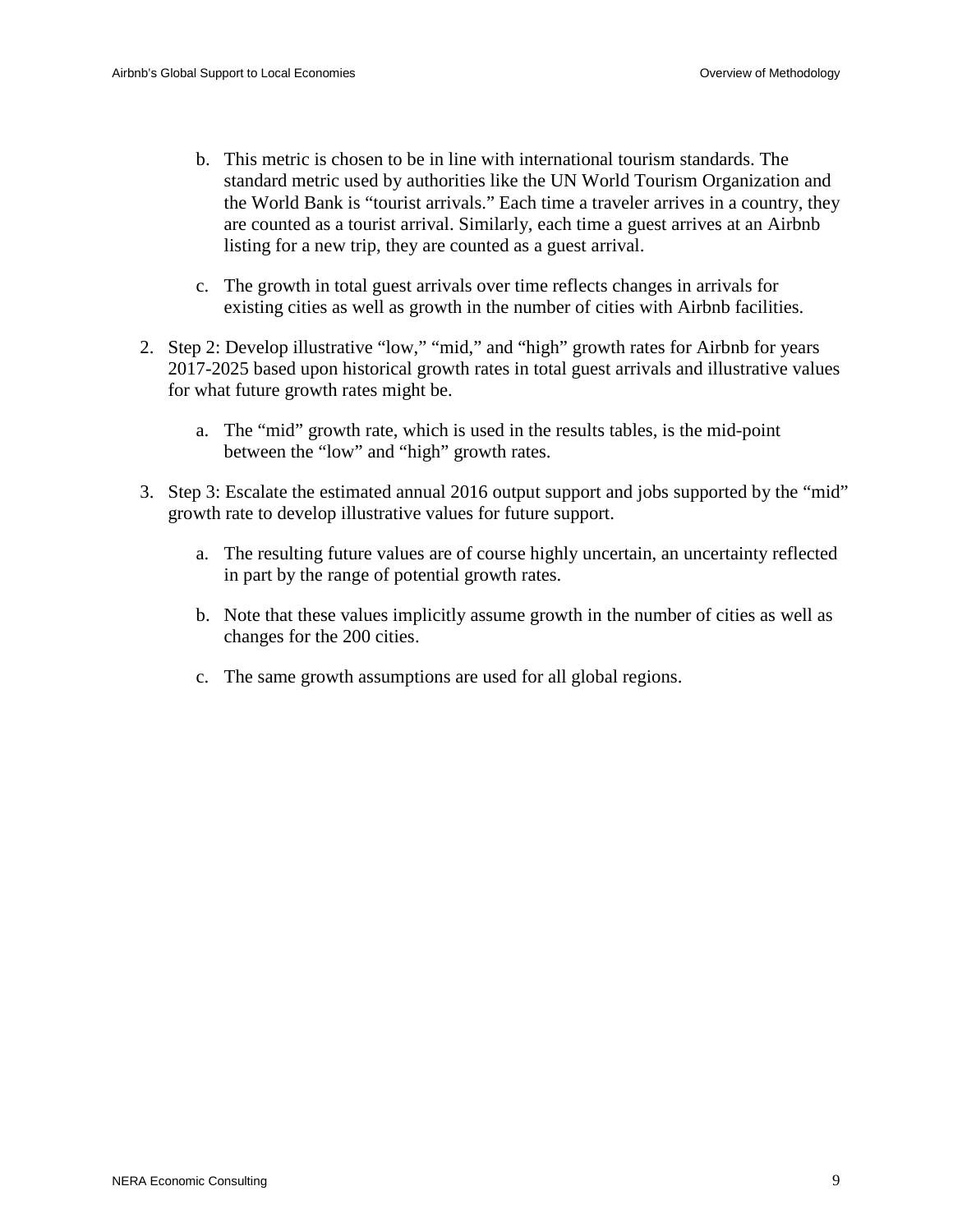b. This metric is chosen to be in line with international tourism standards. The standard metric used by authorities like the UN World Tourism Organization and the World Bank is "tourist arrivals." Each time a traveler arrives in a country, they are counted as a tourist arrival. Similarly, each time a guest arrives at an Airbnb listing for a new trip, they are counted as a guest arrival.

   c. The growth in total guest arrivals over time reflects changes in arrivals for existing cities as well as growth in the number of cities with Airbnb facilities.

2. Step 2: Develop illustrative "low," "mid," and "high" growth rates for Airbnb for years 2017-2025 based upon historical growth rates in total guest arrivals and illustrative values for what future growth rates might be.

   a. The "mid" growth rate, which is used in the results tables, is the mid-point between the "low" and "high" growth rates.

3. Step 3: Escalate the estimated annual 2016 output support and jobs supported by the "mid" growth rate to develop illustrative values for future support.

   a. The resulting future values are of course highly uncertain, an uncertainty reflected in part by the range of potential growth rates.

   b. Note that these values implicitly assume growth in the number of cities as well as changes for the 200 cities.

   c. The same growth assumptions are used for all global regions.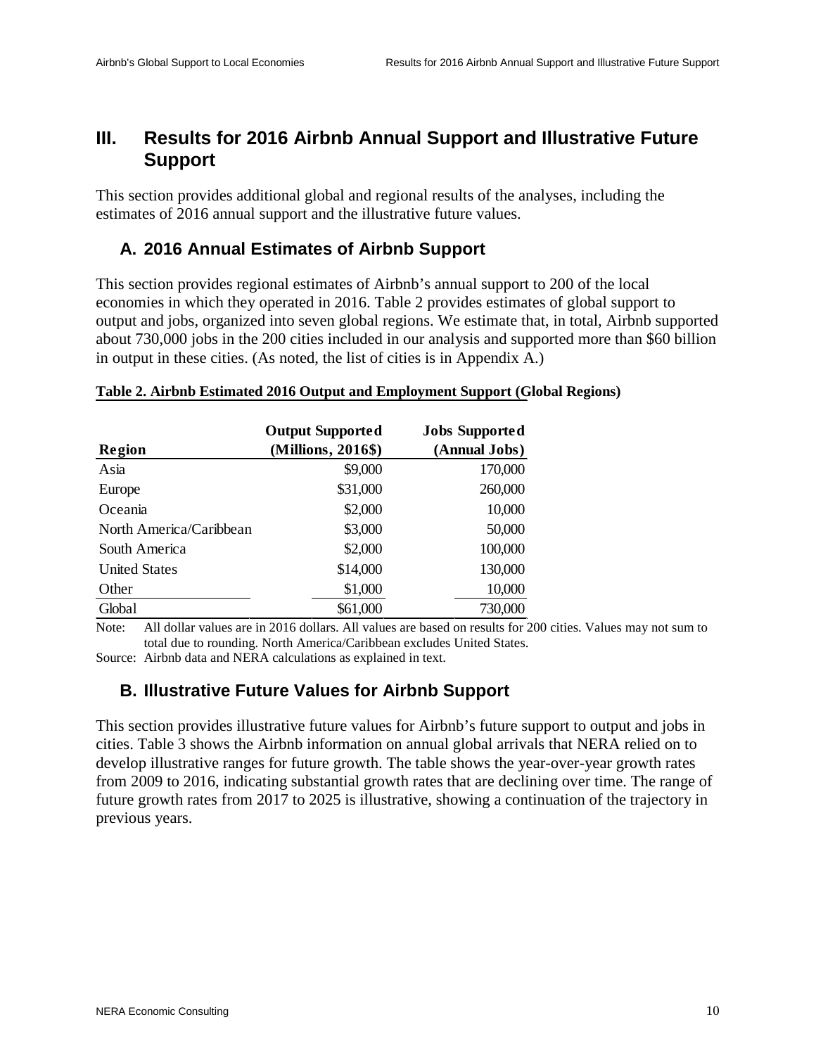# III. Results for 2016 Airbnb Annual Support and Illustrative Future Support

This section provides additional global and regional results of the analyses, including the estimates of 2016 annual support and the illustrative future values.

## A. 2016 Annual Estimates of Airbnb Support

This section provides regional estimates of Airbnb's annual support to 200 of the local economies in which they operated in 2016. Table 2 provides estimates of global support to output and jobs, organized into seven global regions. We estimate that, in total, Airbnb supported about 730,000 jobs in the 200 cities included in our analysis and supported more than $60 billion in output in these cities. (As noted, the list of cities is in Appendix A.)

**Table 2. Airbnb Estimated 2016 Output and Employment Support (Global Regions)**

| Region | Output Supported (Millions, 2016$) | Jobs Supported (Annual Jobs) |
|---|---|---|
| Asia | $9,000 | 170,000 |
| Europe | $31,000 | 260,000 |
| Oceania | $2,000 | 10,000 |
| North America/Caribbean | $3,000 | 50,000 |
| South America | $2,000 | 100,000 |
| United States | $14,000 | 130,000 |
| Other | $1,000 | 10,000 |
| Global | $61,000 | 730,000 |

Note: All dollar values are in 2016 dollars. All values are based on results for 200 cities. Values may not sum to total due to rounding. North America/Caribbean excludes United States.

Source: Airbnb data and NERA calculations as explained in text.

## B. Illustrative Future Values for Airbnb Support

This section provides illustrative future values for Airbnb's future support to output and jobs in cities. Table 3 shows the Airbnb information on annual global arrivals that NERA relied on to develop illustrative ranges for future growth. The table shows the year-over-year growth rates from 2009 to 2016, indicating substantial growth rates that are declining over time. The range of future growth rates from 2017 to 2025 is illustrative, showing a continuation of the trajectory in previous years.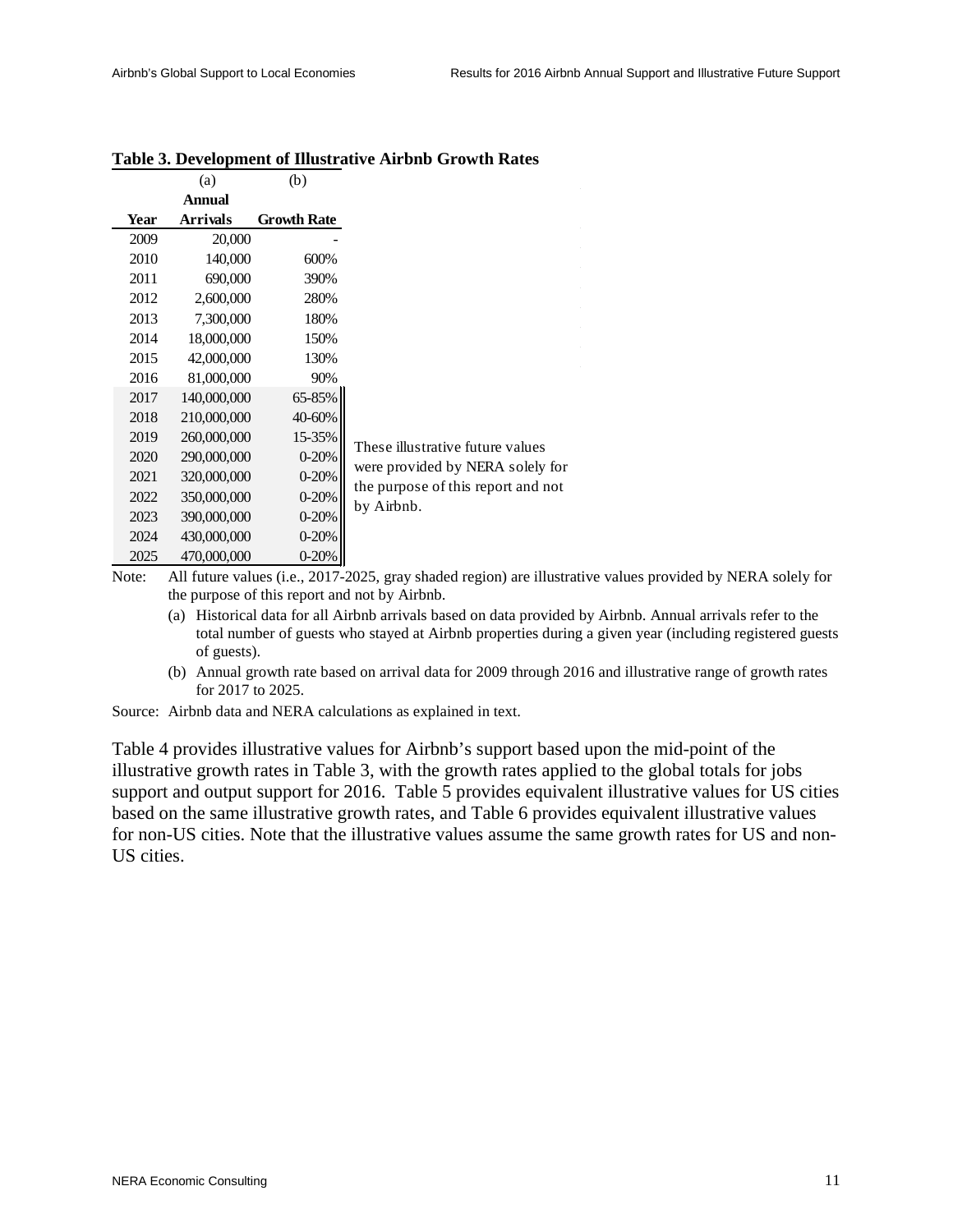**Table 3. Development of Illustrative Airbnb Growth Rates**

| Year | (a) Annual Arrivals | (b) Growth Rate |
|---|---|---|
| 2009 | 20,000 | - |
| 2010 | 140,000 | 600% |
| 2011 | 690,000 | 390% |
| 2012 | 2,600,000 | 280% |
| 2013 | 7,300,000 | 180% |
| 2014 | 18,000,000 | 150% |
| 2015 | 42,000,000 | 130% |
| 2016 | 81,000,000 | 90% |
| 2017 | 140,000,000 | 65-85% |
| 2018 | 210,000,000 | 40-60% |
| 2019 | 260,000,000 | 15-35% |
| 2020 | 290,000,000 | 0-20% |
| 2021 | 320,000,000 | 0-20% |
| 2022 | 350,000,000 | 0-20% |
| 2023 | 390,000,000 | 0-20% |
| 2024 | 430,000,000 | 0-20% |
| 2025 | 470,000,000 | 0-20% |

These illustrative future values were provided by NERA solely for the purpose of this report and not by Airbnb.

Note: All future values (i.e., 2017-2025, gray shaded region) are illustrative values provided by NERA solely for the purpose of this report and not by Airbnb.

(a) Historical data for all Airbnb arrivals based on data provided by Airbnb. Annual arrivals refer to the total number of guests who stayed at Airbnb properties during a given year (including registered guests of guests).

(b) Annual growth rate based on arrival data for 2009 through 2016 and illustrative range of growth rates for 2017 to 2025.

Source: Airbnb data and NERA calculations as explained in text.

Table 4 provides illustrative values for Airbnb's support based upon the mid-point of the illustrative growth rates in Table 3, with the growth rates applied to the global totals for jobs support and output support for 2016. Table 5 provides equivalent illustrative values for US cities based on the same illustrative growth rates, and Table 6 provides equivalent illustrative values for non-US cities. Note that the illustrative values assume the same growth rates for US and non-US cities.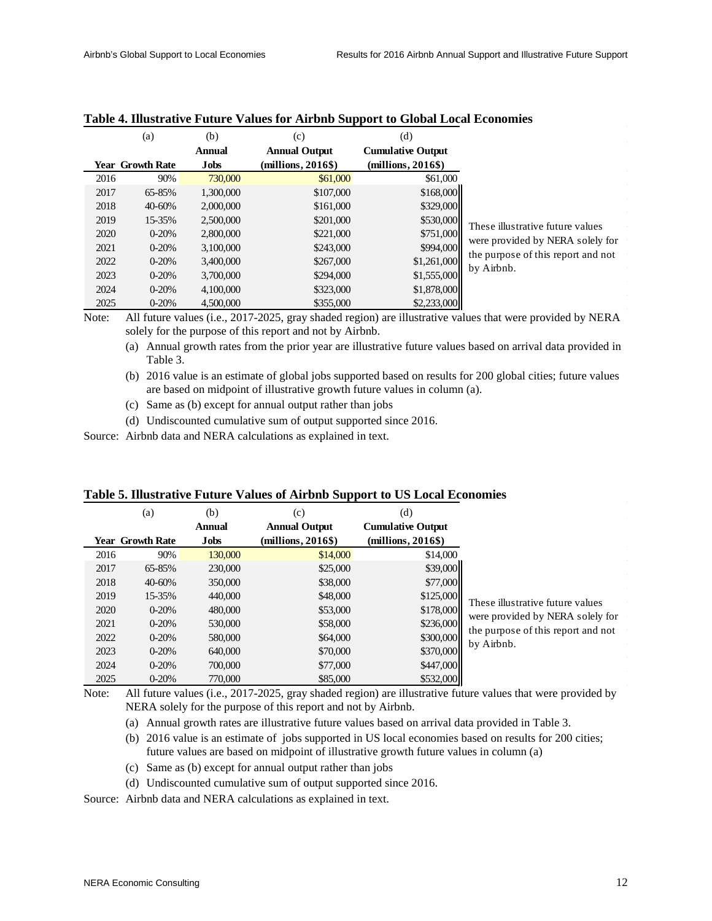**Table 4. Illustrative Future Values for Airbnb Support to Global Local Economies**

| | (a) | (b) | (c) | (d) |
|---|---|---|---|---|
| | | Annual | Annual Output | Cumulative Output |
| Year | Growth Rate | Jobs | (millions, 2016$) | (millions, 2016$) |
| 2016 | 90% | 730,000 | $61,000 | $61,000 |
| 2017 | 65-85% | 1,300,000 | $107,000 | $168,000 |
| 2018 | 40-60% | 2,000,000 | $161,000 | $329,000 |
| 2019 | 15-35% | 2,500,000 | $201,000 | $530,000 |
| 2020 | 0-20% | 2,800,000 | $221,000 | $751,000 |
| 2021 | 0-20% | 3,100,000 | $243,000 | $994,000 |
| 2022 | 0-20% | 3,400,000 | $267,000 | $1,261,000 |
| 2023 | 0-20% | 3,700,000 | $294,000 | $1,555,000 |
| 2024 | 0-20% | 4,100,000 | $323,000 | $1,878,000 |
| 2025 | 0-20% | 4,500,000 | $355,000 | $2,233,000 |

These illustrative future values were provided by NERA solely for the purpose of this report and not by Airbnb.

Note: All future values (i.e., 2017-2025, gray shaded region) are illustrative values that were provided by NERA solely for the purpose of this report and not by Airbnb.

(a) Annual growth rates from the prior year are illustrative future values based on arrival data provided in Table 3.

(b) 2016 value is an estimate of global jobs supported based on results for 200 global cities; future values are based on midpoint of illustrative growth future values in column (a).

(c) Same as (b) except for annual output rather than jobs

(d) Undiscounted cumulative sum of output supported since 2016.

Source: Airbnb data and NERA calculations as explained in text.

**Table 5. Illustrative Future Values of Airbnb Support to US Local Economies**

| | (a) | (b) | (c) | (d) |
|---|---|---|---|---|
| | | Annual | Annual Output | Cumulative Output |
| Year | Growth Rate | Jobs | (millions, 2016$) | (millions, 2016$) |
| 2016 | 90% | 130,000 | $14,000 | $14,000 |
| 2017 | 65-85% | 230,000 | $25,000 | $39,000 |
| 2018 | 40-60% | 350,000 | $38,000 | $77,000 |
| 2019 | 15-35% | 440,000 | $48,000 | $125,000 |
| 2020 | 0-20% | 480,000 | $53,000 | $178,000 |
| 2021 | 0-20% | 530,000 | $58,000 | $236,000 |
| 2022 | 0-20% | 580,000 | $64,000 | $300,000 |
| 2023 | 0-20% | 640,000 | $70,000 | $370,000 |
| 2024 | 0-20% | 700,000 | $77,000 | $447,000 |
| 2025 | 0-20% | 770,000 | $85,000 | $532,000 |

These illustrative future values were provided by NERA solely for the purpose of this report and not by Airbnb.

Note: All future values (i.e., 2017-2025, gray shaded region) are illustrative future values that were provided by NERA solely for the purpose of this report and not by Airbnb.

(a) Annual growth rates are illustrative future values based on arrival data provided in Table 3.

(b) 2016 value is an estimate of jobs supported in US local economies based on results for 200 cities; future values are based on midpoint of illustrative growth future values in column (a)

(c) Same as (b) except for annual output rather than jobs

(d) Undiscounted cumulative sum of output supported since 2016.

Source: Airbnb data and NERA calculations as explained in text.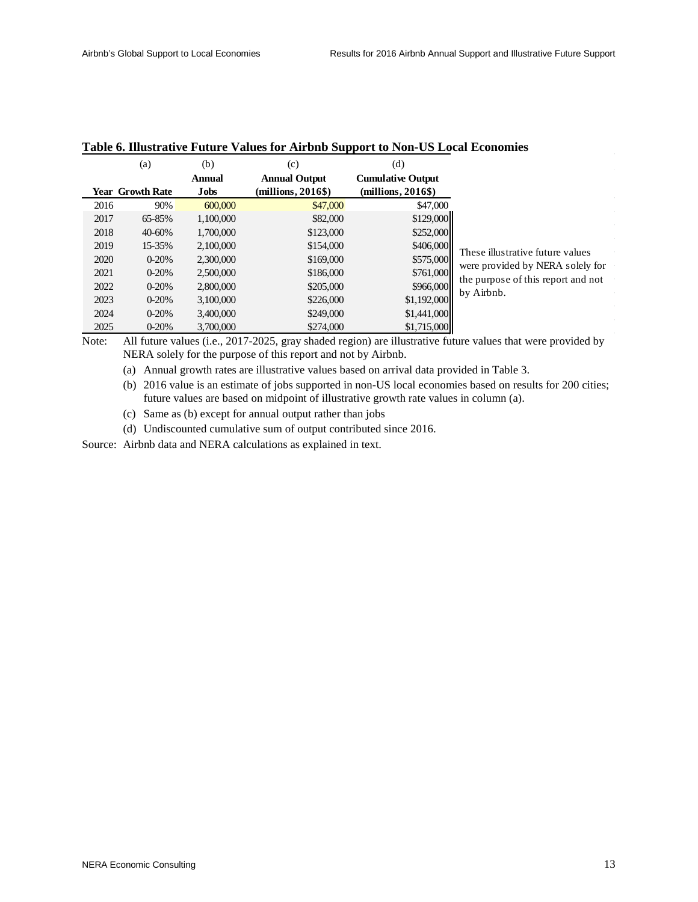**Table 6. Illustrative Future Values for Airbnb Support to Non-US Local Economies**

| | (a) | (b) | (c) | (d) |
|---|---|---|---|---|
| Year | Growth Rate | Annual Jobs | Annual Output (millions, 2016$) | Cumulative Output (millions, 2016$) |
| 2016 | 90% | 600,000 | $47,000 | $47,000 |
| 2017 | 65-85% | 1,100,000 | $82,000 | $129,000 |
| 2018 | 40-60% | 1,700,000 | $123,000 | $252,000 |
| 2019 | 15-35% | 2,100,000 | $154,000 | $406,000 |
| 2020 | 0-20% | 2,300,000 | $169,000 | $575,000 |
| 2021 | 0-20% | 2,500,000 | $186,000 | $761,000 |
| 2022 | 0-20% | 2,800,000 | $205,000 | $966,000 |
| 2023 | 0-20% | 3,100,000 | $226,000 | $1,192,000 |
| 2024 | 0-20% | 3,400,000 | $249,000 | $1,441,000 |
| 2025 | 0-20% | 3,700,000 | $274,000 | $1,715,000 |

These illustrative future values were provided by NERA solely for the purpose of this report and not by Airbnb.

Note: All future values (i.e., 2017-2025, gray shaded region) are illustrative future values that were provided by NERA solely for the purpose of this report and not by Airbnb.

(a) Annual growth rates are illustrative values based on arrival data provided in Table 3.

(b) 2016 value is an estimate of jobs supported in non-US local economies based on results for 200 cities; future values are based on midpoint of illustrative growth rate values in column (a).

(c) Same as (b) except for annual output rather than jobs

(d) Undiscounted cumulative sum of output contributed since 2016.

Source: Airbnb data and NERA calculations as explained in text.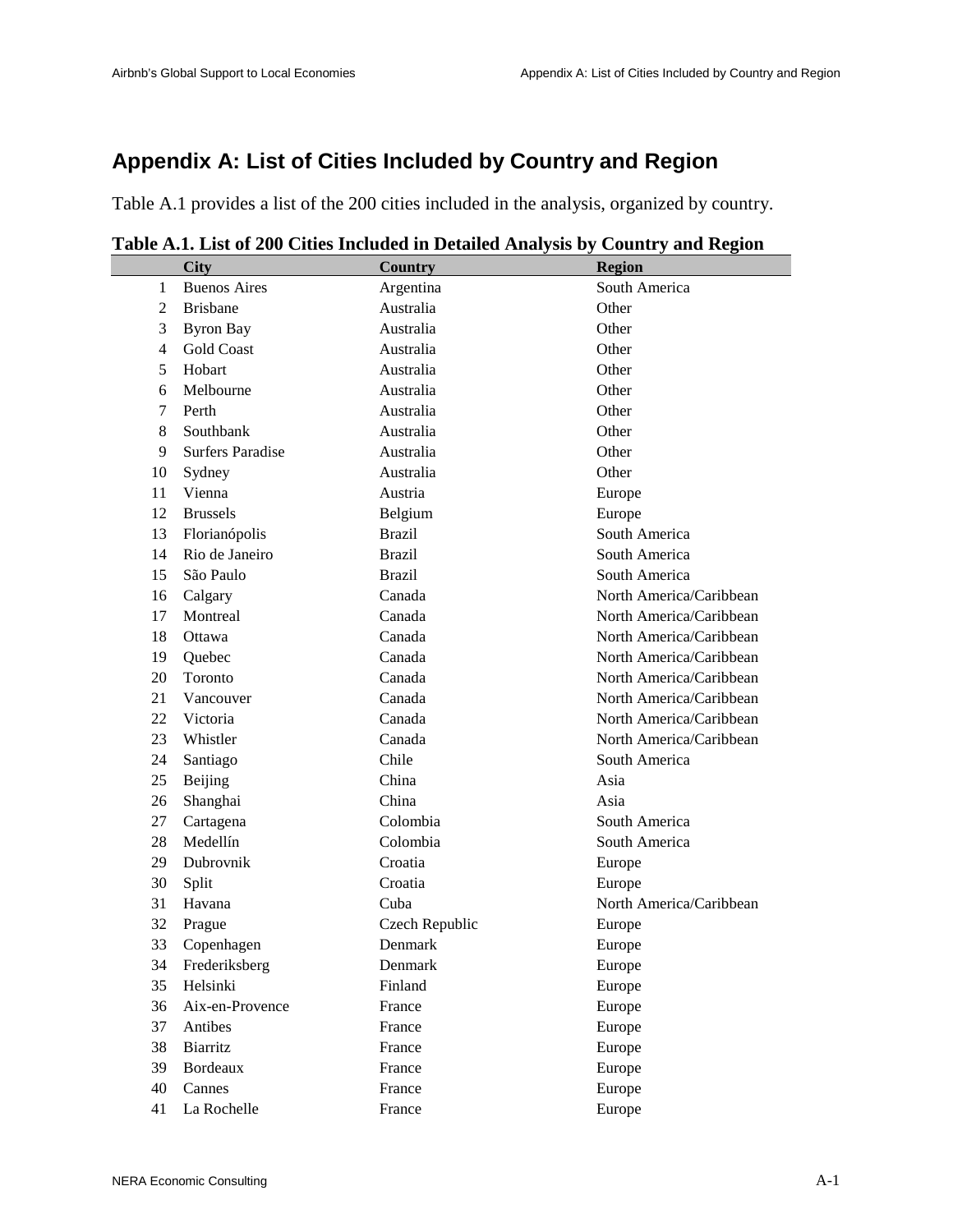## Appendix A: List of Cities Included by Country and Region

Table A.1 provides a list of the 200 cities included in the analysis, organized by country.

**Table A.1. List of 200 Cities Included in Detailed Analysis by Country and Region**

| | City | Country | Region |
|---|---|---|---|
| 1 | Buenos Aires | Argentina | South America |
| 2 | Brisbane | Australia | Other |
| 3 | Byron Bay | Australia | Other |
| 4 | Gold Coast | Australia | Other |
| 5 | Hobart | Australia | Other |
| 6 | Melbourne | Australia | Other |
| 7 | Perth | Australia | Other |
| 8 | Southbank | Australia | Other |
| 9 | Surfers Paradise | Australia | Other |
| 10 | Sydney | Australia | Other |
| 11 | Vienna | Austria | Europe |
| 12 | Brussels | Belgium | Europe |
| 13 | Florianópolis | Brazil | South America |
| 14 | Rio de Janeiro | Brazil | South America |
| 15 | São Paulo | Brazil | South America |
| 16 | Calgary | Canada | North America/Caribbean |
| 17 | Montreal | Canada | North America/Caribbean |
| 18 | Ottawa | Canada | North America/Caribbean |
| 19 | Quebec | Canada | North America/Caribbean |
| 20 | Toronto | Canada | North America/Caribbean |
| 21 | Vancouver | Canada | North America/Caribbean |
| 22 | Victoria | Canada | North America/Caribbean |
| 23 | Whistler | Canada | North America/Caribbean |
| 24 | Santiago | Chile | South America |
| 25 | Beijing | China | Asia |
| 26 | Shanghai | China | Asia |
| 27 | Cartagena | Colombia | South America |
| 28 | Medellín | Colombia | South America |
| 29 | Dubrovnik | Croatia | Europe |
| 30 | Split | Croatia | Europe |
| 31 | Havana | Cuba | North America/Caribbean |
| 32 | Prague | Czech Republic | Europe |
| 33 | Copenhagen | Denmark | Europe |
| 34 | Frederiksberg | Denmark | Europe |
| 35 | Helsinki | Finland | Europe |
| 36 | Aix-en-Provence | France | Europe |
| 37 | Antibes | France | Europe |
| 38 | Biarritz | France | Europe |
| 39 | Bordeaux | France | Europe |
| 40 | Cannes | France | Europe |
| 41 | La Rochelle | France | Europe |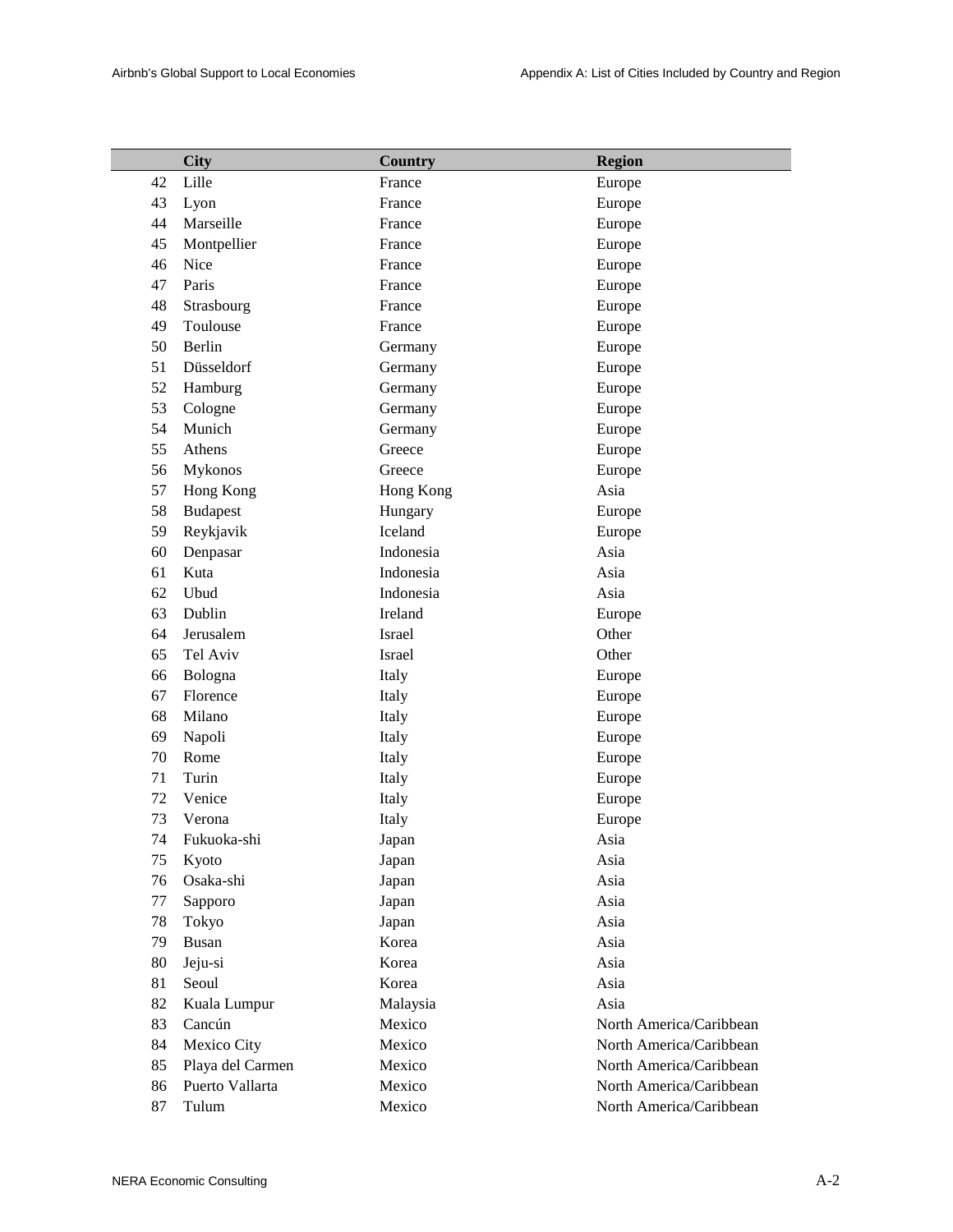|  | City | Country | Region |
|---|---|---|---|
| 42 | Lille | France | Europe |
| 43 | Lyon | France | Europe |
| 44 | Marseille | France | Europe |
| 45 | Montpellier | France | Europe |
| 46 | Nice | France | Europe |
| 47 | Paris | France | Europe |
| 48 | Strasbourg | France | Europe |
| 49 | Toulouse | France | Europe |
| 50 | Berlin | Germany | Europe |
| 51 | Düsseldorf | Germany | Europe |
| 52 | Hamburg | Germany | Europe |
| 53 | Cologne | Germany | Europe |
| 54 | Munich | Germany | Europe |
| 55 | Athens | Greece | Europe |
| 56 | Mykonos | Greece | Europe |
| 57 | Hong Kong | Hong Kong | Asia |
| 58 | Budapest | Hungary | Europe |
| 59 | Reykjavik | Iceland | Europe |
| 60 | Denpasar | Indonesia | Asia |
| 61 | Kuta | Indonesia | Asia |
| 62 | Ubud | Indonesia | Asia |
| 63 | Dublin | Ireland | Europe |
| 64 | Jerusalem | Israel | Other |
| 65 | Tel Aviv | Israel | Other |
| 66 | Bologna | Italy | Europe |
| 67 | Florence | Italy | Europe |
| 68 | Milano | Italy | Europe |
| 69 | Napoli | Italy | Europe |
| 70 | Rome | Italy | Europe |
| 71 | Turin | Italy | Europe |
| 72 | Venice | Italy | Europe |
| 73 | Verona | Italy | Europe |
| 74 | Fukuoka-shi | Japan | Asia |
| 75 | Kyoto | Japan | Asia |
| 76 | Osaka-shi | Japan | Asia |
| 77 | Sapporo | Japan | Asia |
| 78 | Tokyo | Japan | Asia |
| 79 | Busan | Korea | Asia |
| 80 | Jeju-si | Korea | Asia |
| 81 | Seoul | Korea | Asia |
| 82 | Kuala Lumpur | Malaysia | Asia |
| 83 | Cancún | Mexico | North America/Caribbean |
| 84 | Mexico City | Mexico | North America/Caribbean |
| 85 | Playa del Carmen | Mexico | North America/Caribbean |
| 86 | Puerto Vallarta | Mexico | North America/Caribbean |
| 87 | Tulum | Mexico | North America/Caribbean |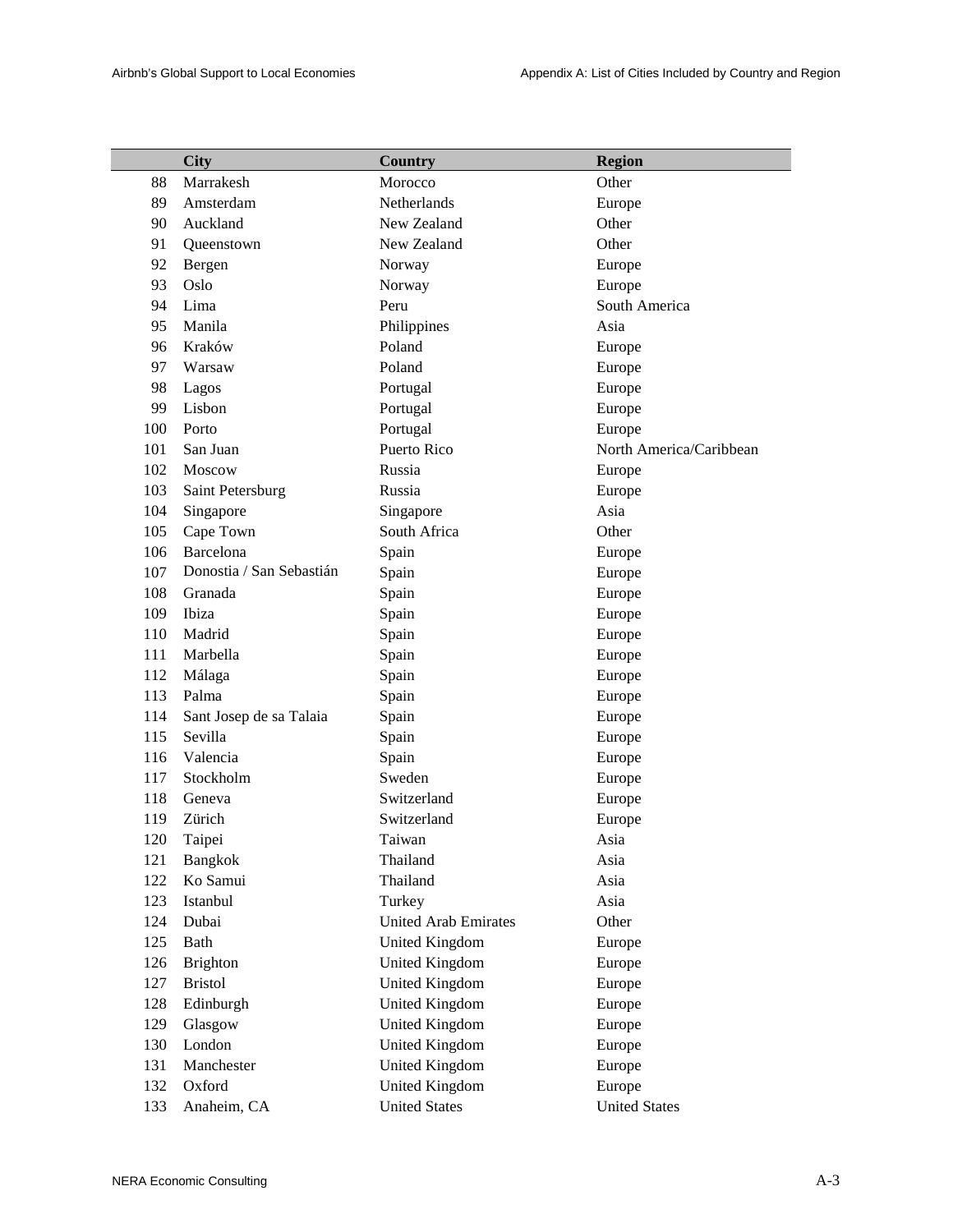| | City | Country | Region |
|---|---|---|---|
| 88 | Marrakesh | Morocco | Other |
| 89 | Amsterdam | Netherlands | Europe |
| 90 | Auckland | New Zealand | Other |
| 91 | Queenstown | New Zealand | Other |
| 92 | Bergen | Norway | Europe |
| 93 | Oslo | Norway | Europe |
| 94 | Lima | Peru | South America |
| 95 | Manila | Philippines | Asia |
| 96 | Kraków | Poland | Europe |
| 97 | Warsaw | Poland | Europe |
| 98 | Lagos | Portugal | Europe |
| 99 | Lisbon | Portugal | Europe |
| 100 | Porto | Portugal | Europe |
| 101 | San Juan | Puerto Rico | North America/Caribbean |
| 102 | Moscow | Russia | Europe |
| 103 | Saint Petersburg | Russia | Europe |
| 104 | Singapore | Singapore | Asia |
| 105 | Cape Town | South Africa | Other |
| 106 | Barcelona | Spain | Europe |
| 107 | Donostia / San Sebastián | Spain | Europe |
| 108 | Granada | Spain | Europe |
| 109 | Ibiza | Spain | Europe |
| 110 | Madrid | Spain | Europe |
| 111 | Marbella | Spain | Europe |
| 112 | Málaga | Spain | Europe |
| 113 | Palma | Spain | Europe |
| 114 | Sant Josep de sa Talaia | Spain | Europe |
| 115 | Sevilla | Spain | Europe |
| 116 | Valencia | Spain | Europe |
| 117 | Stockholm | Sweden | Europe |
| 118 | Geneva | Switzerland | Europe |
| 119 | Zürich | Switzerland | Europe |
| 120 | Taipei | Taiwan | Asia |
| 121 | Bangkok | Thailand | Asia |
| 122 | Ko Samui | Thailand | Asia |
| 123 | Istanbul | Turkey | Asia |
| 124 | Dubai | United Arab Emirates | Other |
| 125 | Bath | United Kingdom | Europe |
| 126 | Brighton | United Kingdom | Europe |
| 127 | Bristol | United Kingdom | Europe |
| 128 | Edinburgh | United Kingdom | Europe |
| 129 | Glasgow | United Kingdom | Europe |
| 130 | London | United Kingdom | Europe |
| 131 | Manchester | United Kingdom | Europe |
| 132 | Oxford | United Kingdom | Europe |
| 133 | Anaheim, CA | United States | United States |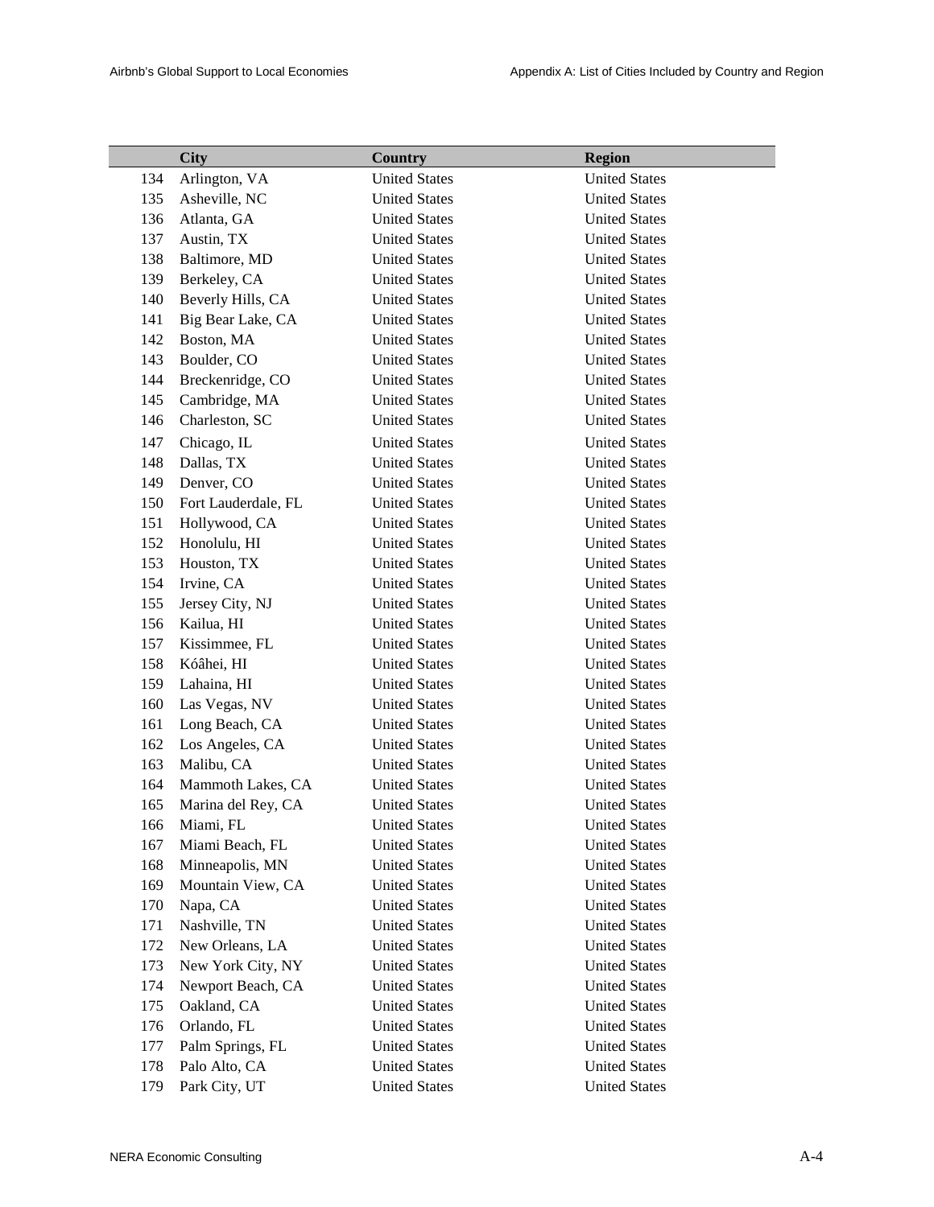| | City | Country | Region |
|---|---|---|---|
| 134 | Arlington, VA | United States | United States |
| 135 | Asheville, NC | United States | United States |
| 136 | Atlanta, GA | United States | United States |
| 137 | Austin, TX | United States | United States |
| 138 | Baltimore, MD | United States | United States |
| 139 | Berkeley, CA | United States | United States |
| 140 | Beverly Hills, CA | United States | United States |
| 141 | Big Bear Lake, CA | United States | United States |
| 142 | Boston, MA | United States | United States |
| 143 | Boulder, CO | United States | United States |
| 144 | Breckenridge, CO | United States | United States |
| 145 | Cambridge, MA | United States | United States |
| 146 | Charleston, SC | United States | United States |
| 147 | Chicago, IL | United States | United States |
| 148 | Dallas, TX | United States | United States |
| 149 | Denver, CO | United States | United States |
| 150 | Fort Lauderdale, FL | United States | United States |
| 151 | Hollywood, CA | United States | United States |
| 152 | Honolulu, HI | United States | United States |
| 153 | Houston, TX | United States | United States |
| 154 | Irvine, CA | United States | United States |
| 155 | Jersey City, NJ | United States | United States |
| 156 | Kailua, HI | United States | United States |
| 157 | Kissimmee, FL | United States | United States |
| 158 | Kóâhei, HI | United States | United States |
| 159 | Lahaina, HI | United States | United States |
| 160 | Las Vegas, NV | United States | United States |
| 161 | Long Beach, CA | United States | United States |
| 162 | Los Angeles, CA | United States | United States |
| 163 | Malibu, CA | United States | United States |
| 164 | Mammoth Lakes, CA | United States | United States |
| 165 | Marina del Rey, CA | United States | United States |
| 166 | Miami, FL | United States | United States |
| 167 | Miami Beach, FL | United States | United States |
| 168 | Minneapolis, MN | United States | United States |
| 169 | Mountain View, CA | United States | United States |
| 170 | Napa, CA | United States | United States |
| 171 | Nashville, TN | United States | United States |
| 172 | New Orleans, LA | United States | United States |
| 173 | New York City, NY | United States | United States |
| 174 | Newport Beach, CA | United States | United States |
| 175 | Oakland, CA | United States | United States |
| 176 | Orlando, FL | United States | United States |
| 177 | Palm Springs, FL | United States | United States |
| 178 | Palo Alto, CA | United States | United States |
| 179 | Park City, UT | United States | United States |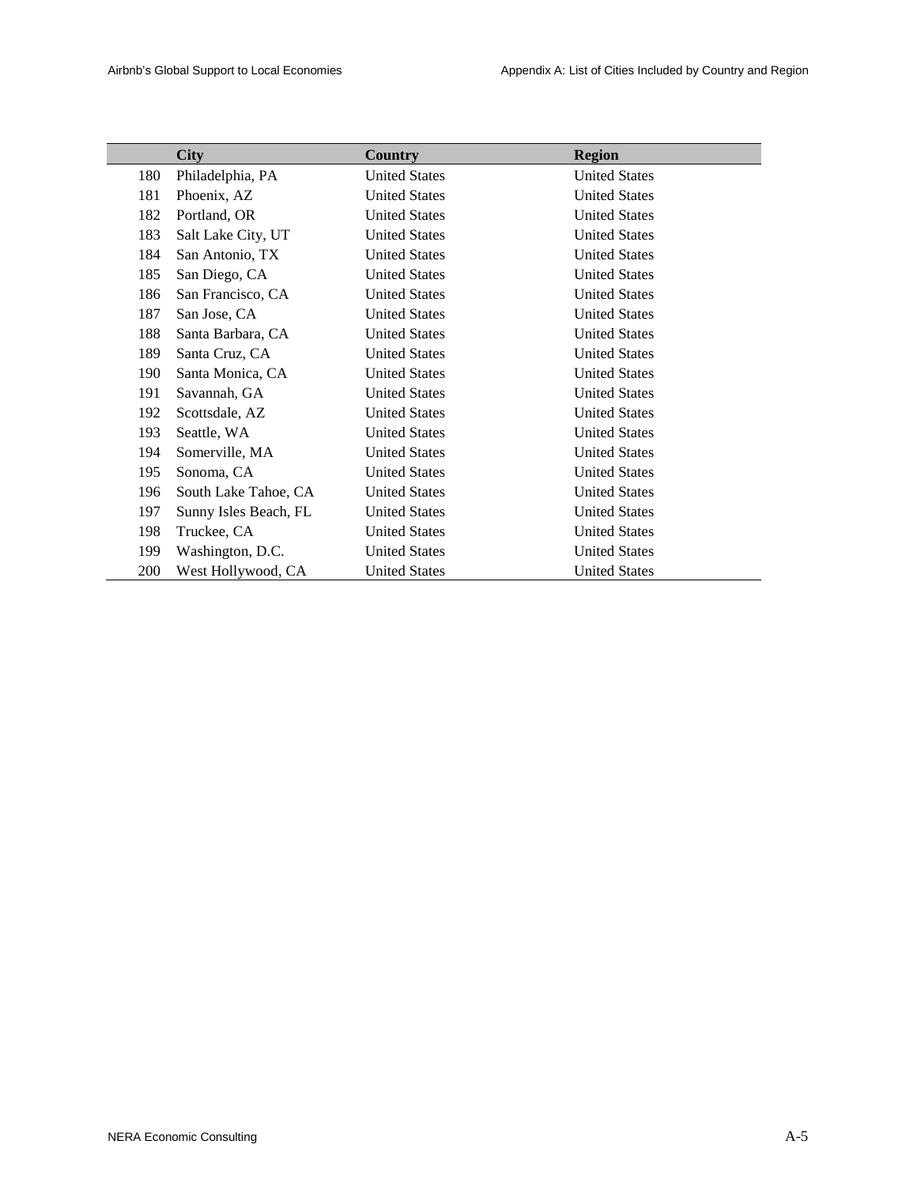| | City | Country | Region |
|---|---|---|---|
| 180 | Philadelphia, PA | United States | United States |
| 181 | Phoenix, AZ | United States | United States |
| 182 | Portland, OR | United States | United States |
| 183 | Salt Lake City, UT | United States | United States |
| 184 | San Antonio, TX | United States | United States |
| 185 | San Diego, CA | United States | United States |
| 186 | San Francisco, CA | United States | United States |
| 187 | San Jose, CA | United States | United States |
| 188 | Santa Barbara, CA | United States | United States |
| 189 | Santa Cruz, CA | United States | United States |
| 190 | Santa Monica, CA | United States | United States |
| 191 | Savannah, GA | United States | United States |
| 192 | Scottsdale, AZ | United States | United States |
| 193 | Seattle, WA | United States | United States |
| 194 | Somerville, MA | United States | United States |
| 195 | Sonoma, CA | United States | United States |
| 196 | South Lake Tahoe, CA | United States | United States |
| 197 | Sunny Isles Beach, FL | United States | United States |
| 198 | Truckee, CA | United States | United States |
| 199 | Washington, D.C. | United States | United States |
| 200 | West Hollywood, CA | United States | United States |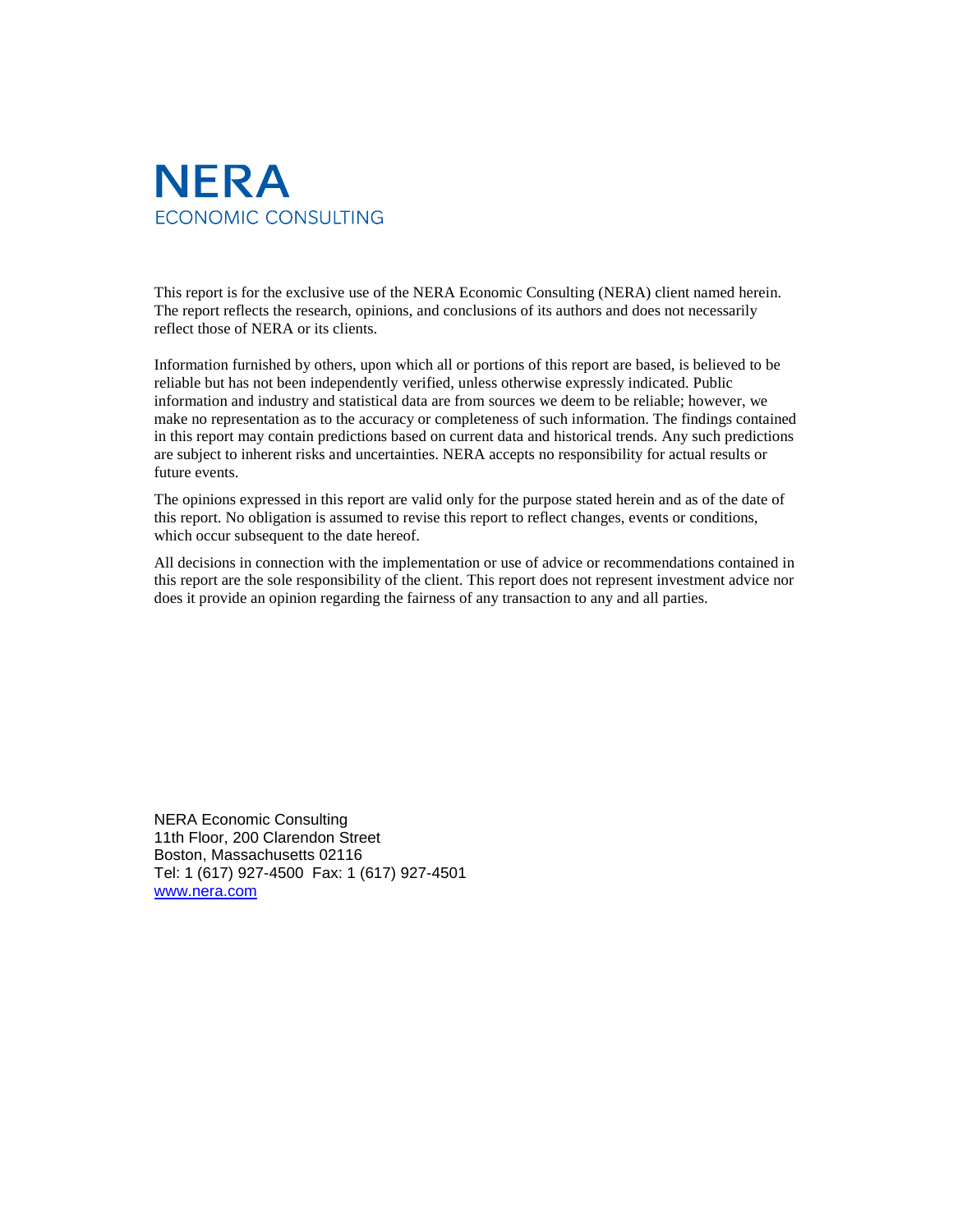# NERA

ECONOMIC CONSULTING

This report is for the exclusive use of the NERA Economic Consulting (NERA) client named herein. The report reflects the research, opinions, and conclusions of its authors and does not necessarily reflect those of NERA or its clients.

Information furnished by others, upon which all or portions of this report are based, is believed to be reliable but has not been independently verified, unless otherwise expressly indicated. Public information and industry and statistical data are from sources we deem to be reliable; however, we make no representation as to the accuracy or completeness of such information. The findings contained in this report may contain predictions based on current data and historical trends. Any such predictions are subject to inherent risks and uncertainties. NERA accepts no responsibility for actual results or future events.

The opinions expressed in this report are valid only for the purpose stated herein and as of the date of this report. No obligation is assumed to revise this report to reflect changes, events or conditions, which occur subsequent to the date hereof.

All decisions in connection with the implementation or use of advice or recommendations contained in this report are the sole responsibility of the client. This report does not represent investment advice nor does it provide an opinion regarding the fairness of any transaction to any and all parties.

NERA Economic Consulting  
11th Floor, 200 Clarendon Street  
Boston, Massachusetts 02116  
Tel: 1 (617) 927-4500  Fax: 1 (617) 927-4501  
www.nera.com